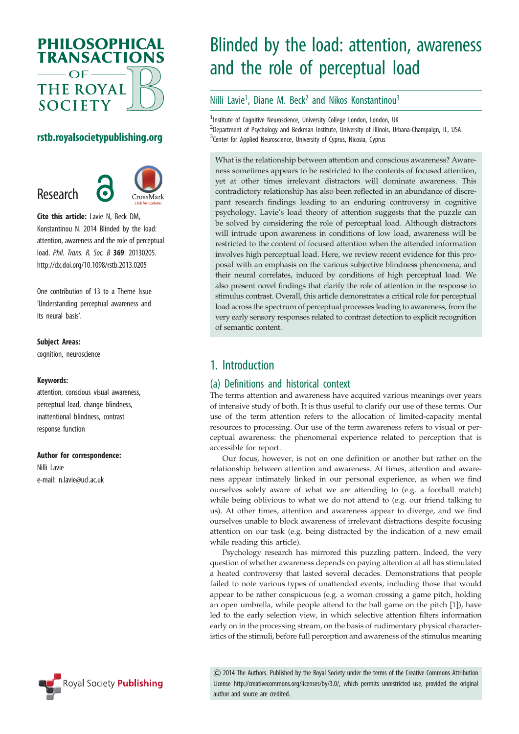# Blinded by the load: attention, awareness and the role of perceptual load

Nilli Lavie[1], Diane M. Beck[2] and Nikos Konstantinou[3]

[1]Institute of Cognitive Neuroscience, University College London, London, UK
[2]Department of Psychology and Beckman Institute, University of Illinois, Urbana-Champaign, IL, USA
[3]Center for Applied Neuroscience, University of Cyprus, Nicosia, Cyprus

PHILOSOPHICAL TRANSACTIONS OF THE ROYAL SOCIETY B

rstb.royalsocietypublishing.org

Research

**Cite this article:** Lavie N, Beck DM, Konstantinou N. 2014 Blinded by the load: attention, awareness and the role of perceptual load. *Phil. Trans. R. Soc. B* **369**: 20130205. http://dx.doi.org/10.1098/rstb.2013.0205

One contribution of 13 to a Theme Issue 'Understanding perceptual awareness and its neural basis'.

**Subject Areas:**
cognition, neuroscience

**Keywords:**
attention, conscious visual awareness, perceptual load, change blindness, inattentional blindness, contrast response function

**Author for correspondence:**
Nilli Lavie
e-mail: n.lavie@ucl.ac.uk

What is the relationship between attention and conscious awareness? Awareness sometimes appears to be restricted to the contents of focused attention, yet at other times irrelevant distractors will dominate awareness. This contradictory relationship has also been reflected in an abundance of discrepant research findings leading to an enduring controversy in cognitive psychology. Lavie's load theory of attention suggests that the puzzle can be solved by considering the role of perceptual load. Although distractors will intrude upon awareness in conditions of low load, awareness will be restricted to the content of focused attention when the attended information involves high perceptual load. Here, we review recent evidence for this proposal with an emphasis on the various subjective blindness phenomena, and their neural correlates, induced by conditions of high perceptual load. We also present novel findings that clarify the role of attention in the response to stimulus contrast. Overall, this article demonstrates a critical role for perceptual load across the spectrum of perceptual processes leading to awareness, from the very early sensory responses related to contrast detection to explicit recognition of semantic content.

## 1. Introduction

### (a) Definitions and historical context

The terms attention and awareness have acquired various meanings over years of intensive study of both. It is thus useful to clarify our use of these terms. Our use of the term attention refers to the allocation of limited-capacity mental resources to processing. Our use of the term awareness refers to visual or perceptual awareness: the phenomenal experience related to perception that is accessible for report.

Our focus, however, is not on one definition or another but rather on the relationship between attention and awareness. At times, attention and awareness appear intimately linked in our personal experience, as when we find ourselves solely aware of what we are attending to (e.g. a football match) while being oblivious to what we do not attend to (e.g. our friend talking to us). At other times, attention and awareness appear to diverge, and we find ourselves unable to block awareness of irrelevant distractions despite focusing attention on our task (e.g. being distracted by the indication of a new email while reading this article).

Psychology research has mirrored this puzzling pattern. Indeed, the very question of whether awareness depends on paying attention at all has stimulated a heated controversy that lasted several decades. Demonstrations that people failed to note various types of unattended events, including those that would appear to be rather conspicuous (e.g. a woman crossing a game pitch, holding an open umbrella, while people attend to the ball game on the pitch [1]), have led to the early selection view, in which selective attention filters information early on in the processing stream, on the basis of rudimentary physical characteristics of the stimuli, before full perception and awareness of the stimulus meaning

© 2014 The Authors. Published by the Royal Society under the terms of the Creative Commons Attribution License http://creativecommons.org/licenses/by/3.0/, which permits unrestricted use, provided the original author and source are credited.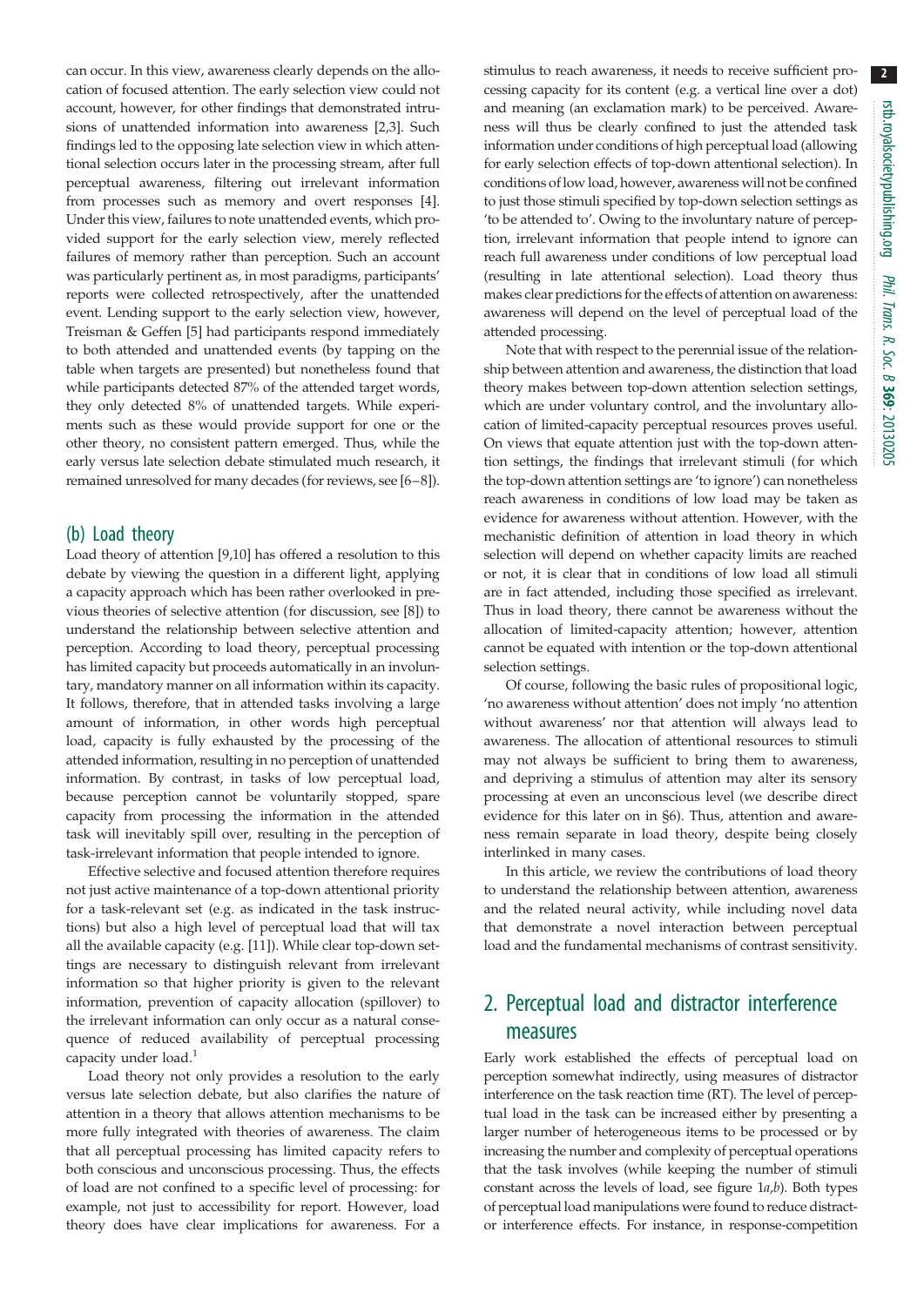can occur. In this view, awareness clearly depends on the allocation of focused attention. The early selection view could not account, however, for other findings that demonstrated intrusions of unattended information into awareness [2,3]. Such findings led to the opposing late selection view in which attentional selection occurs later in the processing stream, after full perceptual awareness, filtering out irrelevant information from processes such as memory and overt responses [4]. Under this view, failures to note unattended events, which provided support for the early selection view, merely reflected failures of memory rather than perception. Such an account was particularly pertinent as, in most paradigms, participants' reports were collected retrospectively, after the unattended event. Lending support to the early selection view, however, Treisman & Geffen [5] had participants respond immediately to both attended and unattended events (by tapping on the table when targets are presented) but nonetheless found that while participants detected 87% of the attended target words, they only detected 8% of unattended targets. While experiments such as these would provide support for one or the other theory, no consistent pattern emerged. Thus, while the early versus late selection debate stimulated much research, it remained unresolved for many decades (for reviews, see [6–8]).

## (b) Load theory

Load theory of attention [9,10] has offered a resolution to this debate by viewing the question in a different light, applying a capacity approach which has been rather overlooked in previous theories of selective attention (for discussion, see [8]) to understand the relationship between selective attention and perception. According to load theory, perceptual processing has limited capacity but proceeds automatically in an involuntary, mandatory manner on all information within its capacity. It follows, therefore, that in attended tasks involving a large amount of information, in other words high perceptual load, capacity is fully exhausted by the processing of the attended information, resulting in no perception of unattended information. By contrast, in tasks of low perceptual load, because perception cannot be voluntarily stopped, spare capacity from processing the information in the attended task will inevitably spill over, resulting in the perception of task-irrelevant information that people intended to ignore.

Effective selective and focused attention therefore requires not just active maintenance of a top-down attentional priority for a task-relevant set (e.g. as indicated in the task instructions) but also a high level of perceptual load that will tax all the available capacity (e.g. [11]). While clear top-down settings are necessary to distinguish relevant from irrelevant information so that higher priority is given to the relevant information, prevention of capacity allocation (spillover) to the irrelevant information can only occur as a natural consequence of reduced availability of perceptual processing capacity under load.[1]

Load theory not only provides a resolution to the early versus late selection debate, but also clarifies the nature of attention in a theory that allows attention mechanisms to be more fully integrated with theories of awareness. The claim that all perceptual processing has limited capacity refers to both conscious and unconscious processing. Thus, the effects of load are not confined to a specific level of processing: for example, not just to accessibility for report. However, load theory does have clear implications for awareness. For a stimulus to reach awareness, it needs to receive sufficient processing capacity for its content (e.g. a vertical line over a dot) and meaning (an exclamation mark) to be perceived. Awareness will thus be clearly confined to just the attended task information under conditions of high perceptual load (allowing for early selection effects of top-down attentional selection). In conditions of low load, however, awareness will not be confined to just those stimuli specified by top-down selection settings as 'to be attended to'. Owing to the involuntary nature of perception, irrelevant information that people intend to ignore can reach full awareness under conditions of low perceptual load (resulting in late attentional selection). Load theory thus makes clear predictions for the effects of attention on awareness: awareness will depend on the level of perceptual load of the attended processing.

Note that with respect to the perennial issue of the relationship between attention and awareness, the distinction that load theory makes between top-down attention selection settings, which are under voluntary control, and the involuntary allocation of limited-capacity perceptual resources proves useful. On views that equate attention just with the top-down attention settings, the findings that irrelevant stimuli (for which the top-down attention settings are 'to ignore') can nonetheless reach awareness in conditions of low load may be taken as evidence for awareness without attention. However, with the mechanistic definition of attention in load theory in which selection will depend on whether capacity limits are reached or not, it is clear that in conditions of low load all stimuli are in fact attended, including those specified as irrelevant. Thus in load theory, there cannot be awareness without the allocation of limited-capacity attention; however, attention cannot be equated with intention or the top-down attentional selection settings.

Of course, following the basic rules of propositional logic, 'no awareness without attention' does not imply 'no attention without awareness' nor that attention will always lead to awareness. The allocation of attentional resources to stimuli may not always be sufficient to bring them to awareness, and depriving a stimulus of attention may alter its sensory processing at even an unconscious level (we describe direct evidence for this later on in §6). Thus, attention and awareness remain separate in load theory, despite being closely interlinked in many cases.

In this article, we review the contributions of load theory to understand the relationship between attention, awareness and the related neural activity, while including novel data that demonstrate a novel interaction between perceptual load and the fundamental mechanisms of contrast sensitivity.

# 2. Perceptual load and distractor interference measures

Early work established the effects of perceptual load on perception somewhat indirectly, using measures of distractor interference on the task reaction time (RT). The level of perceptual load in the task can be increased either by presenting a larger number of heterogeneous items to be processed or by increasing the number and complexity of perceptual operations that the task involves (while keeping the number of stimuli constant across the levels of load, see figure 1*a*,*b*). Both types of perceptual load manipulations were found to reduce distractor interference effects. For instance, in response-competition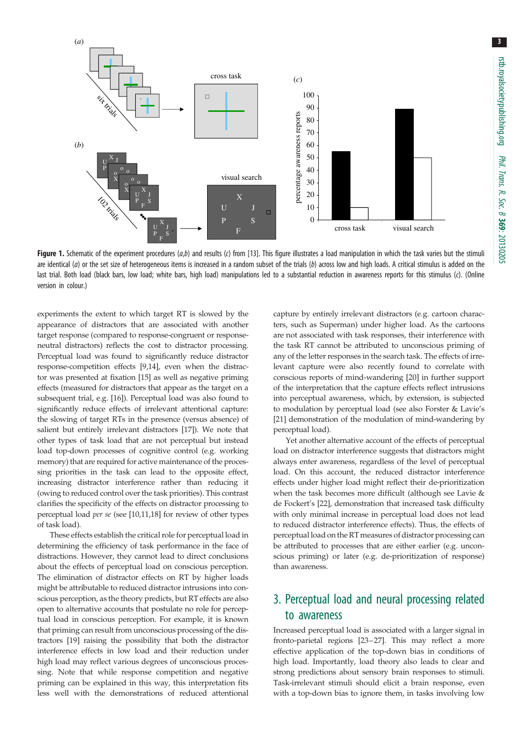(a)

six trials

cross task

(b)

102 trials

visual search

(c)

percentage awareness reports

100
90
80
70
60
50
40
30
20
10
0

cross task

visual search

**Figure 1.** Schematic of the experiment procedures (*a*,*b*) and results (*c*) from [13]. This figure illustrates a load manipulation in which the task varies but the stimuli are identical (*a*) or the set size of heterogeneous items is increased in a random subset of the trials (*b*) across low and high loads. A critical stimulus is added on the last trial. Both load (black bars, low load; white bars, high load) manipulations led to a substantial reduction in awareness reports for this stimulus (*c*). (Online version in colour.)

experiments the extent to which target RT is slowed by the appearance of distractors that are associated with another target response (compared to response-congruent or response-neutral distractors) reflects the cost to distractor processing. Perceptual load was found to significantly reduce distractor response-competition effects [9,14], even when the distractor was presented at fixation [15] as well as negative priming effects (measured for distractors that appear as the target on a subsequent trial, e.g. [16]). Perceptual load was also found to significantly reduce effects of irrelevant attentional capture: the slowing of target RTs in the presence (versus absence) of salient but entirely irrelevant distractors [17]). We note that other types of task load that are not perceptual but instead load top-down processes of cognitive control (e.g. working memory) that are required for active maintenance of the processing priorities in the task can lead to the opposite effect, increasing distractor interference rather than reducing it (owing to reduced control over the task priorities). This contrast clarifies the specificity of the effects on distractor processing to perceptual load *per se* (see [10,11,18] for review of other types of task load).

These effects establish the critical role for perceptual load in determining the efficiency of task performance in the face of distractions. However, they cannot lead to direct conclusions about the effects of perceptual load on conscious perception. The elimination of distractor effects on RT by higher loads might be attributable to reduced distractor intrusions into conscious perception, as the theory predicts, but RT effects are also open to alternative accounts that postulate no role for perceptual load in conscious perception. For example, it is known that priming can result from unconscious processing of the distractors [19] raising the possibility that both the distractor interference effects in low load and their reduction under high load may reflect various degrees of unconscious processing. Note that while response competition and negative priming can be explained in this way, this interpretation fits less well with the demonstrations of reduced attentional capture by entirely irrelevant distractors (e.g. cartoon characters, such as Superman) under higher load. As the cartoons are not associated with task responses, their interference with the task RT cannot be attributed to unconscious priming of any of the letter responses in the search task. The effects of irrelevant capture were also recently found to correlate with conscious reports of mind-wandering [20] in further support of the interpretation that the capture effects reflect intrusions into perceptual awareness, which, by extension, is subjected to modulation by perceptual load (see also Forster & Lavie's [21] demonstration of the modulation of mind-wandering by perceptual load).

Yet another alternative account of the effects of perceptual load on distractor interference suggests that distractors might always enter awareness, regardless of the level of perceptual load. On this account, the reduced distractor interference effects under higher load might reflect their de-prioritization when the task becomes more difficult (although see Lavie & de Fockert's [22], demonstration that increased task difficulty with only minimal increase in perceptual load does not lead to reduced distractor interference effects). Thus, the effects of perceptual load on the RT measures of distractor processing can be attributed to processes that are either earlier (e.g. unconscious priming) or later (e.g. de-prioritization of response) than awareness.

## 3. Perceptual load and neural processing related to awareness

Increased perceptual load is associated with a larger signal in fronto-parietal regions [23–27]. This may reflect a more effective application of the top-down bias in conditions of high load. Importantly, load theory also leads to clear and strong predictions about sensory brain responses to stimuli. Task-irrelevant stimuli should elicit a brain response, even with a top-down bias to ignore them, in tasks involving low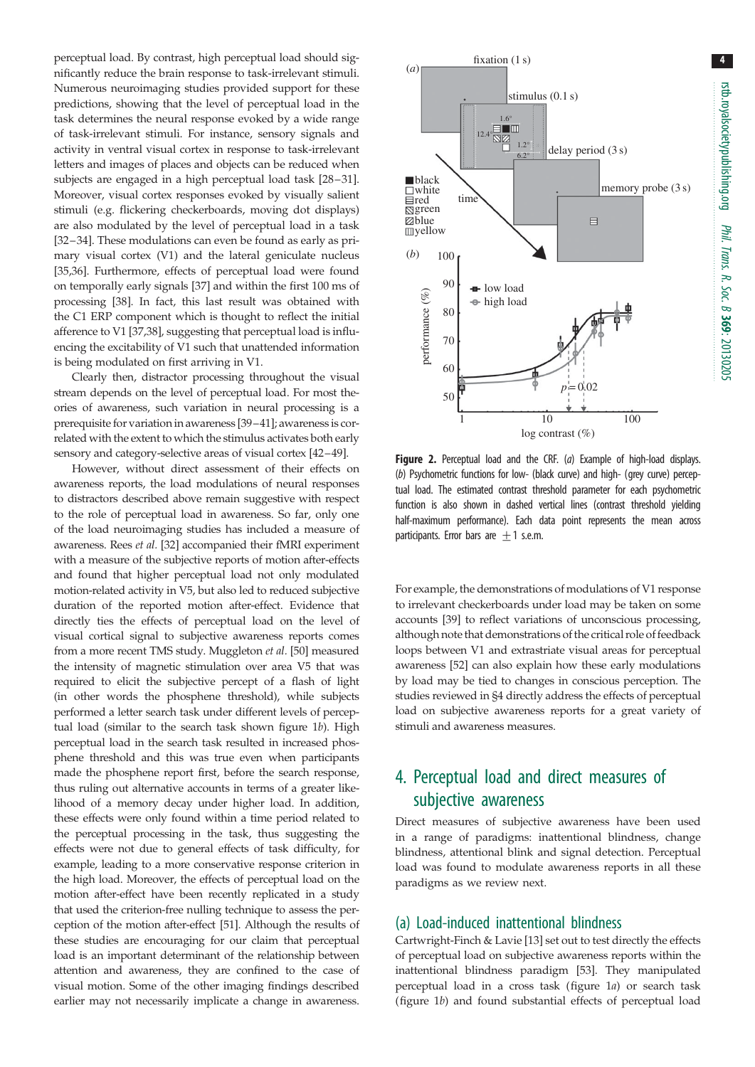perceptual load. By contrast, high perceptual load should significantly reduce the brain response to task-irrelevant stimuli. Numerous neuroimaging studies provided support for these predictions, showing that the level of perceptual load in the task determines the neural response evoked by a wide range of task-irrelevant stimuli. For instance, sensory signals and activity in ventral visual cortex in response to task-irrelevant letters and images of places and objects can be reduced when subjects are engaged in a high perceptual load task [28–31]. Moreover, visual cortex responses evoked by visually salient stimuli (e.g. flickering checkerboards, moving dot displays) are also modulated by the level of perceptual load in a task [32–34]. These modulations can even be found as early as primary visual cortex (V1) and the lateral geniculate nucleus [35,36]. Furthermore, effects of perceptual load were found on temporally early signals [37] and within the first 100 ms of processing [38]. In fact, this last result was obtained with the C1 ERP component which is thought to reflect the initial afference to V1 [37,38], suggesting that perceptual load is influencing the excitability of V1 such that unattended information is being modulated on first arriving in V1.

Clearly then, distractor processing throughout the visual stream depends on the level of perceptual load. For most theories of awareness, such variation in neural processing is a prerequisite for variation in awareness [39–41]; awareness is correlated with the extent to which the stimulus activates both early sensory and category-selective areas of visual cortex [42–49].

However, without direct assessment of their effects on awareness reports, the load modulations of neural responses to distractors described above remain suggestive with respect to the role of perceptual load in awareness. So far, only one of the load neuroimaging studies has included a measure of awareness. Rees *et al.* [32] accompanied their fMRI experiment with a measure of the subjective reports of motion after-effects and found that higher perceptual load not only modulated motion-related activity in V5, but also led to reduced subjective duration of the reported motion after-effect. Evidence that directly ties the effects of perceptual load on the level of visual cortical signal to subjective awareness reports comes from a more recent TMS study. Muggleton *et al.* [50] measured the intensity of magnetic stimulation over area V5 that was required to elicit the subjective percept of a flash of light (in other words the phosphene threshold), while subjects performed a letter search task under different levels of perceptual load (similar to the search task shown figure 1*b*). High perceptual load in the search task resulted in increased phosphene threshold and this was true even when participants made the phosphene report first, before the search response, thus ruling out alternative accounts in terms of a greater likelihood of a memory decay under higher load. In addition, these effects were only found within a time period related to the perceptual processing in the task, thus suggesting the effects were not due to general effects of task difficulty, for example, leading to a more conservative response criterion in the high load. Moreover, the effects of perceptual load on the motion after-effect have been recently replicated in a study that used the criterion-free nulling technique to assess the perception of the motion after-effect [51]. Although the results of these studies are encouraging for our claim that perceptual load is an important determinant of the relationship between attention and awareness, they are confined to the case of visual motion. Some of the other imaging findings described earlier may not necessarily implicate a change in awareness.

**Figure 2.** Perceptual load and the CRF. (*a*) Example of high-load displays. (*b*) Psychometric functions for low- (black curve) and high- (grey curve) perceptual load. The estimated contrast threshold parameter for each psychometric function is also shown in dashed vertical lines (contrast threshold yielding half-maximum performance). Each data point represents the mean across participants. Error bars are $\pm 1$ s.e.m.

For example, the demonstrations of modulations of V1 response to irrelevant checkerboards under load may be taken on some accounts [39] to reflect variations of unconscious processing, although note that demonstrations of the critical role of feedback loops between V1 and extrastriate visual areas for perceptual awareness [52] can also explain how these early modulations by load may be tied to changes in conscious perception. The studies reviewed in §4 directly address the effects of perceptual load on subjective awareness reports for a great variety of stimuli and awareness measures.

## 4. Perceptual load and direct measures of subjective awareness

Direct measures of subjective awareness have been used in a range of paradigms: inattentional blindness, change blindness, attentional blink and signal detection. Perceptual load was found to modulate awareness reports in all these paradigms as we review next.

### (a) Load-induced inattentional blindness

Cartwright-Finch & Lavie [13] set out to test directly the effects of perceptual load on subjective awareness reports within the inattentional blindness paradigm [53]. They manipulated perceptual load in a cross task (figure 1*a*) or search task (figure 1*b*) and found substantial effects of perceptual load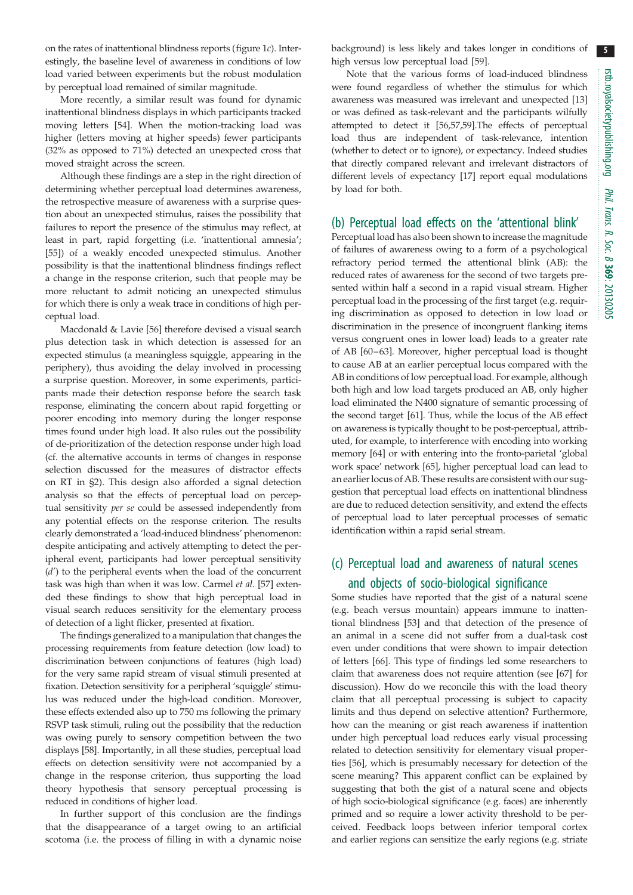on the rates of inattentional blindness reports (figure 1*c*). Interestingly, the baseline level of awareness in conditions of low load varied between experiments but the robust modulation by perceptual load remained of similar magnitude.

More recently, a similar result was found for dynamic inattentional blindness displays in which participants tracked moving letters [54]. When the motion-tracking load was higher (letters moving at higher speeds) fewer participants (32% as opposed to 71%) detected an unexpected cross that moved straight across the screen.

Although these findings are a step in the right direction of determining whether perceptual load determines awareness, the retrospective measure of awareness with a surprise question about an unexpected stimulus, raises the possibility that failures to report the presence of the stimulus may reflect, at least in part, rapid forgetting (i.e. 'inattentional amnesia'; [55]) of a weakly encoded unexpected stimulus. Another possibility is that the inattentional blindness findings reflect a change in the response criterion, such that people may be more reluctant to admit noticing an unexpected stimulus for which there is only a weak trace in conditions of high perceptual load.

Macdonald & Lavie [56] therefore devised a visual search plus detection task in which detection is assessed for an expected stimulus (a meaningless squiggle, appearing in the periphery), thus avoiding the delay involved in processing a surprise question. Moreover, in some experiments, participants made their detection response before the search task response, eliminating the concern about rapid forgetting or poorer encoding into memory during the longer response times found under high load. It also rules out the possibility of de-prioritization of the detection response under high load (cf. the alternative accounts in terms of changes in response selection discussed for the measures of distractor effects on RT in §2). This design also afforded a signal detection analysis so that the effects of perceptual load on perceptual sensitivity *per se* could be assessed independently from any potential effects on the response criterion. The results clearly demonstrated a 'load-induced blindness' phenomenon: despite anticipating and actively attempting to detect the peripheral event, participants had lower perceptual sensitivity ($d'$) to the peripheral events when the load of the concurrent task was high than when it was low. Carmel *et al.* [57] extended these findings to show that high perceptual load in visual search reduces sensitivity for the elementary process of detection of a light flicker, presented at fixation.

The findings generalized to a manipulation that changes the processing requirements from feature detection (low load) to discrimination between conjunctions of features (high load) for the very same rapid stream of visual stimuli presented at fixation. Detection sensitivity for a peripheral 'squiggle' stimulus was reduced under the high-load condition. Moreover, these effects extended also up to 750 ms following the primary RSVP task stimuli, ruling out the possibility that the reduction was owing purely to sensory competition between the two displays [58]. Importantly, in all these studies, perceptual load effects on detection sensitivity were not accompanied by a change in the response criterion, thus supporting the load theory hypothesis that sensory perceptual processing is reduced in conditions of higher load.

In further support of this conclusion are the findings that the disappearance of a target owing to an artificial scotoma (i.e. the process of filling in with a dynamic noise background) is less likely and takes longer in conditions of high versus low perceptual load [59].

Note that the various forms of load-induced blindness were found regardless of whether the stimulus for which awareness was measured was irrelevant and unexpected [13] or was defined as task-relevant and the participants wilfully attempted to detect it [56,57,59].The effects of perceptual load thus are independent of task-relevance, intention (whether to detect or to ignore), or expectancy. Indeed studies that directly compared relevant and irrelevant distractors of different levels of expectancy [17] report equal modulations by load for both.

## (b) Perceptual load effects on the 'attentional blink'

Perceptual load has also been shown to increase the magnitude of failures of awareness owing to a form of a psychological refractory period termed the attentional blink (AB): the reduced rates of awareness for the second of two targets presented within half a second in a rapid visual stream. Higher perceptual load in the processing of the first target (e.g. requiring discrimination as opposed to detection in low load or discrimination in the presence of incongruent flanking items versus congruent ones in lower load) leads to a greater rate of AB [60–63]. Moreover, higher perceptual load is thought to cause AB at an earlier perceptual locus compared with the AB in conditions of low perceptual load. For example, although both high and low load targets produced an AB, only higher load eliminated the N400 signature of semantic processing of the second target [61]. Thus, while the locus of the AB effect on awareness is typically thought to be post-perceptual, attributed, for example, to interference with encoding into working memory [64] or with entering into the fronto-parietal 'global work space' network [65], higher perceptual load can lead to an earlier locus of AB. These results are consistent with our suggestion that perceptual load effects on inattentional blindness are due to reduced detection sensitivity, and extend the effects of perceptual load to later perceptual processes of sematic identification within a rapid serial stream.

## (c) Perceptual load and awareness of natural scenes and objects of socio-biological significance

Some studies have reported that the gist of a natural scene (e.g. beach versus mountain) appears immune to inattentional blindness [53] and that detection of the presence of an animal in a scene did not suffer from a dual-task cost even under conditions that were shown to impair detection of letters [66]. This type of findings led some researchers to claim that awareness does not require attention (see [67] for discussion). How do we reconcile this with the load theory claim that all perceptual processing is subject to capacity limits and thus depend on selective attention? Furthermore, how can the meaning or gist reach awareness if inattention under high perceptual load reduces early visual processing related to detection sensitivity for elementary visual properties [56], which is presumably necessary for detection of the scene meaning? This apparent conflict can be explained by suggesting that both the gist of a natural scene and objects of high socio-biological significance (e.g. faces) are inherently primed and so require a lower activity threshold to be perceived. Feedback loops between inferior temporal cortex and earlier regions can sensitize the early regions (e.g. striate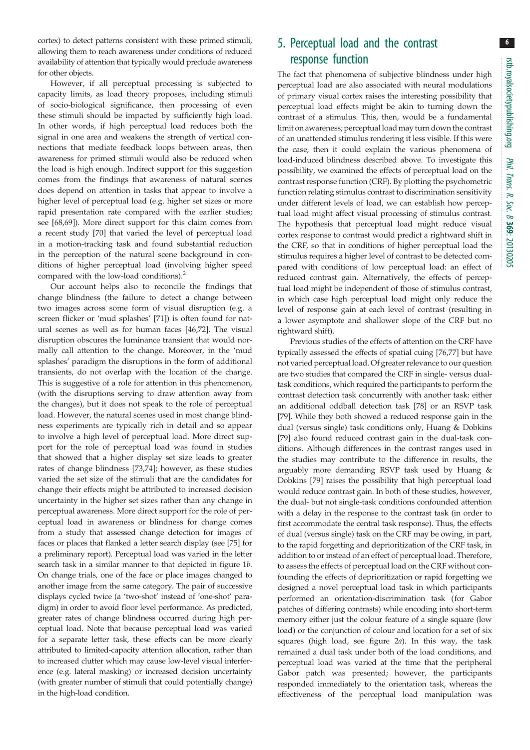cortex) to detect patterns consistent with these primed stimuli, allowing them to reach awareness under conditions of reduced availability of attention that typically would preclude awareness for other objects.

However, if all perceptual processing is subjected to capacity limits, as load theory proposes, including stimuli of socio-biological significance, then processing of even these stimuli should be impacted by sufficiently high load. In other words, if high perceptual load reduces both the signal in one area and weakens the strength of vertical connections that mediate feedback loops between areas, then awareness for primed stimuli would also be reduced when the load is high enough. Indirect support for this suggestion comes from the findings that awareness of natural scenes does depend on attention in tasks that appear to involve a higher level of perceptual load (e.g. higher set sizes or more rapid presentation rate compared with the earlier studies; see [68,69]). More direct support for this claim comes from a recent study [70] that varied the level of perceptual load in a motion-tracking task and found substantial reduction in the perception of the natural scene background in conditions of higher perceptual load (involving higher speed compared with the low-load conditions).[2]

Our account helps also to reconcile the findings that change blindness (the failure to detect a change between two images across some form of visual disruption (e.g. a screen flicker or 'mud splashes' [71]) is often found for natural scenes as well as for human faces [46,72]. The visual disruption obscures the luminance transient that would normally call attention to the change. Moreover, in the 'mud splashes' paradigm the disruptions in the form of additional transients, do not overlap with the location of the change. This is suggestive of a role for attention in this phenomenon, (with the disruptions serving to draw attention away from the changes), but it does not speak to the role of perceptual load. However, the natural scenes used in most change blindness experiments are typically rich in detail and so appear to involve a high level of perceptual load. More direct support for the role of perceptual load was found in studies that showed that a higher display set size leads to greater rates of change blindness [73,74]; however, as these studies varied the set size of the stimuli that are the candidates for change their effects might be attributed to increased decision uncertainty in the higher set sizes rather than any change in perceptual awareness. More direct support for the role of perceptual load in awareness or blindness for change comes from a study that assessed change detection for images of faces or places that flanked a letter search display (see [75] for a preliminary report). Perceptual load was varied in the letter search task in a similar manner to that depicted in figure 1*b*. On change trials, one of the face or place images changed to another image from the same category. The pair of successive displays cycled twice (a 'two-shot' instead of 'one-shot' paradigm) in order to avoid floor level performance. As predicted, greater rates of change blindness occurred during high perceptual load. Note that because perceptual load was varied for a separate letter task, these effects can be more clearly attributed to limited-capacity attention allocation, rather than to increased clutter which may cause low-level visual interference (e.g. lateral masking) or increased decision uncertainty (with greater number of stimuli that could potentially change) in the high-load condition.

## 5. Perceptual load and the contrast response function

The fact that phenomena of subjective blindness under high perceptual load are also associated with neural modulations of primary visual cortex raises the interesting possibility that perceptual load effects might be akin to turning down the contrast of a stimulus. This, then, would be a fundamental limit on awareness; perceptual load may turn down the contrast of an unattended stimulus rendering it less visible. If this were the case, then it could explain the various phenomena of load-induced blindness described above. To investigate this possibility, we examined the effects of perceptual load on the contrast response function (CRF). By plotting the psychometric function relating stimulus contrast to discrimination sensitivity under different levels of load, we can establish how perceptual load might affect visual processing of stimulus contrast. The hypothesis that perceptual load might reduce visual cortex response to contrast would predict a rightward shift in the CRF, so that in conditions of higher perceptual load the stimulus requires a higher level of contrast to be detected compared with conditions of low perceptual load: an effect of reduced contrast gain. Alternatively, the effects of perceptual load might be independent of those of stimulus contrast, in which case high perceptual load might only reduce the level of response gain at each level of contrast (resulting in a lower asymptote and shallower slope of the CRF but no rightward shift).

Previous studies of the effects of attention on the CRF have typically assessed the effects of spatial cuing [76,77] but have not varied perceptual load. Of greater relevance to our question are two studies that compared the CRF in single- versus dual-task conditions, which required the participants to perform the contrast detection task concurrently with another task: either an additional oddball detection task [78] or an RSVP task [79]. While they both showed a reduced response gain in the dual (versus single) task conditions only, Huang & Dobkins [79] also found reduced contrast gain in the dual-task conditions. Although differences in the contrast ranges used in the studies may contribute to the difference in results, the arguably more demanding RSVP task used by Huang & Dobkins [79] raises the possibility that high perceptual load would reduce contrast gain. In both of these studies, however, the dual- but not single-task conditions confounded attention with a delay in the response to the contrast task (in order to first accommodate the central task response). Thus, the effects of dual (versus single) task on the CRF may be owing, in part, to the rapid forgetting and deprioritization of the CRF task, in addition to or instead of an effect of perceptual load. Therefore, to assess the effects of perceptual load on the CRF without confounding the effects of deprioritization or rapid forgetting we designed a novel perceptual load task in which participants performed an orientation-discrimination task (for Gabor patches of differing contrasts) while encoding into short-term memory either just the colour feature of a single square (low load) or the conjunction of colour and location for a set of six squares (high load, see figure 2*a*). In this way, the task remained a dual task under both of the load conditions, and perceptual load was varied at the time that the peripheral Gabor patch was presented; however, the participants responded immediately to the orientation task, whereas the effectiveness of the perceptual load manipulation was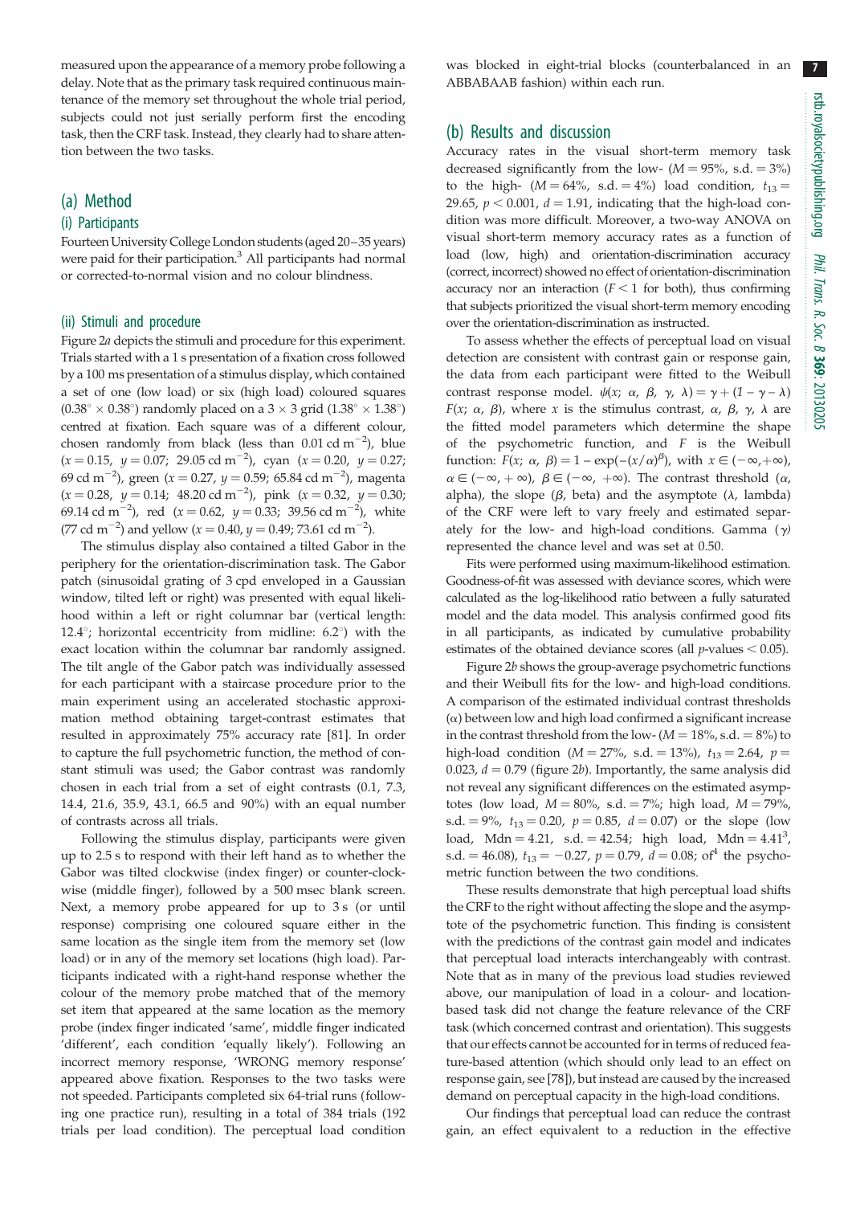measured upon the appearance of a memory probe following a delay. Note that as the primary task required continuous maintenance of the memory set throughout the whole trial period, subjects could not just serially perform first the encoding task, then the CRF task. Instead, they clearly had to share attention between the two tasks.

## (a) Method

### (i) Participants

Fourteen University College London students (aged 20–35 years) were paid for their participation.[3] All participants had normal or corrected-to-normal vision and no colour blindness.

### (ii) Stimuli and procedure

Figure 2*a* depicts the stimuli and procedure for this experiment. Trials started with a 1 s presentation of a fixation cross followed by a 100 ms presentation of a stimulus display, which contained a set of one (low load) or six (high load) coloured squares ($0.38^\circ \times 0.38^\circ$) randomly placed on a $3 \times 3$ grid ($1.38^\circ \times 1.38^\circ$) centred at fixation. Each square was of a different colour, chosen randomly from black (less than 0.01 cd m$^{-2}$), blue ($x = 0.15$, $y = 0.07$; 29.05 cd m$^{-2}$), cyan ($x = 0.20$, $y = 0.27$; 69 cd m$^{-2}$), green ($x = 0.27$, $y = 0.59$; 65.84 cd m$^{-2}$), magenta ($x = 0.28$, $y = 0.14$; 48.20 cd m$^{-2}$), pink ($x = 0.32$, $y = 0.30$; 69.14 cd m$^{-2}$), red ($x = 0.62$, $y = 0.33$; 39.56 cd m$^{-2}$), white (77 cd m$^{-2}$) and yellow ($x = 0.40$, $y = 0.49$; 73.61 cd m$^{-2}$).

The stimulus display also contained a tilted Gabor in the periphery for the orientation-discrimination task. The Gabor patch (sinusoidal grating of 3 cpd enveloped in a Gaussian window, tilted left or right) was presented with equal likelihood within a left or right columnar bar (vertical length: 12.4°; horizontal eccentricity from midline: 6.2°) with the exact location within the columnar bar randomly assigned. The tilt angle of the Gabor patch was individually assessed for each participant with a staircase procedure prior to the main experiment using an accelerated stochastic approximation method obtaining target-contrast estimates that resulted in approximately 75% accuracy rate [81]. In order to capture the full psychometric function, the method of constant stimuli was used; the Gabor contrast was randomly chosen in each trial from a set of eight contrasts (0.1, 7.3, 14.4, 21.6, 35.9, 43.1, 66.5 and 90%) with an equal number of contrasts across all trials.

Following the stimulus display, participants were given up to 2.5 s to respond with their left hand as to whether the Gabor was tilted clockwise (index finger) or counter-clockwise (middle finger), followed by a 500 msec blank screen. Next, a memory probe appeared for up to 3 s (or until response) comprising one coloured square either in the same location as the single item from the memory set (low load) or in any of the memory set locations (high load). Participants indicated with a right-hand response whether the colour of the memory probe matched that of the memory set item that appeared at the same location as the memory probe (index finger indicated 'same', middle finger indicated 'different', each condition 'equally likely'). Following an incorrect memory response, 'WRONG memory response' appeared above fixation. Responses to the two tasks were not speeded. Participants completed six 64-trial runs (following one practice run), resulting in a total of 384 trials (192 trials per load condition). The perceptual load condition was blocked in eight-trial blocks (counterbalanced in an ABBABAAB fashion) within each run.

## (b) Results and discussion

Accuracy rates in the visual short-term memory task decreased significantly from the low- ($M = 95\%$, s.d. $= 3\%$) to the high- ($M = 64\%$, s.d. $= 4\%$) load condition, $t_{13} = 29.65$, $p < 0.001$, $d = 1.91$, indicating that the high-load condition was more difficult. Moreover, a two-way ANOVA on visual short-term memory accuracy rates as a function of load (low, high) and orientation-discrimination accuracy (correct, incorrect) showed no effect of orientation-discrimination accuracy nor an interaction ($F < 1$ for both), thus confirming that subjects prioritized the visual short-term memory encoding over the orientation-discrimination as instructed.

To assess whether the effects of perceptual load on visual detection are consistent with contrast gain or response gain, the data from each participant were fitted to the Weibull contrast response model. $\psi(x;\ \alpha,\ \beta,\ \gamma,\ \lambda) = \gamma + (1 - \gamma - \lambda)\ F(x;\ \alpha,\ \beta)$, where $x$ is the stimulus contrast, $\alpha$, $\beta$, $\gamma$, $\lambda$ are the fitted model parameters which determine the shape of the psychometric function, and $F$ is the Weibull function: $F(x;\ \alpha,\ \beta) = 1 - \exp(-(x/\alpha)^\beta)$, with $x \in (-\infty, +\infty)$, $\alpha \in (-\infty, +\infty)$, $\beta \in (-\infty, +\infty)$. The contrast threshold ($\alpha$, alpha), the slope ($\beta$, beta) and the asymptote ($\lambda$, lambda) of the CRF were left to vary freely and estimated separately for the low- and high-load conditions. Gamma ($\gamma$) represented the chance level and was set at 0.50.

Fits were performed using maximum-likelihood estimation. Goodness-of-fit was assessed with deviance scores, which were calculated as the log-likelihood ratio between a fully saturated model and the data model. This analysis confirmed good fits in all participants, as indicated by cumulative probability estimates of the obtained deviance scores (all $p$-values $< 0.05$).

Figure 2*b* shows the group-average psychometric functions and their Weibull fits for the low- and high-load conditions. A comparison of the estimated individual contrast thresholds ($\alpha$) between low and high load confirmed a significant increase in the contrast threshold from the low- ($M = 18\%$, s.d. $= 8\%$) to high-load condition ($M = 27\%$, s.d. $= 13\%$), $t_{13} = 2.64$, $p = 0.023$, $d = 0.79$ (figure 2*b*). Importantly, the same analysis did not reveal any significant differences on the estimated asymptotes (low load, $M = 80\%$, s.d. $= 7\%$; high load, $M = 79\%$, s.d. $= 9\%$, $t_{13} = 0.20$, $p = 0.85$, $d = 0.07$) or the slope (low load, Mdn $= 4.21$, s.d. $= 42.54$; high load, Mdn $= 4.41$[3], s.d. $= 46.08$), $t_{13} = -0.27$, $p = 0.79$, $d = 0.08$; of[4] the psychometric function between the two conditions.

These results demonstrate that high perceptual load shifts the CRF to the right without affecting the slope and the asymptote of the psychometric function. This finding is consistent with the predictions of the contrast gain model and indicates that perceptual load interacts interchangeably with contrast. Note that as in many of the previous load studies reviewed above, our manipulation of load in a colour- and location-based task did not change the feature relevance of the CRF task (which concerned contrast and orientation). This suggests that our effects cannot be accounted for in terms of reduced feature-based attention (which should only lead to an effect on response gain, see [78]), but instead are caused by the increased demand on perceptual capacity in the high-load conditions.

Our findings that perceptual load can reduce the contrast gain, an effect equivalent to a reduction in the effective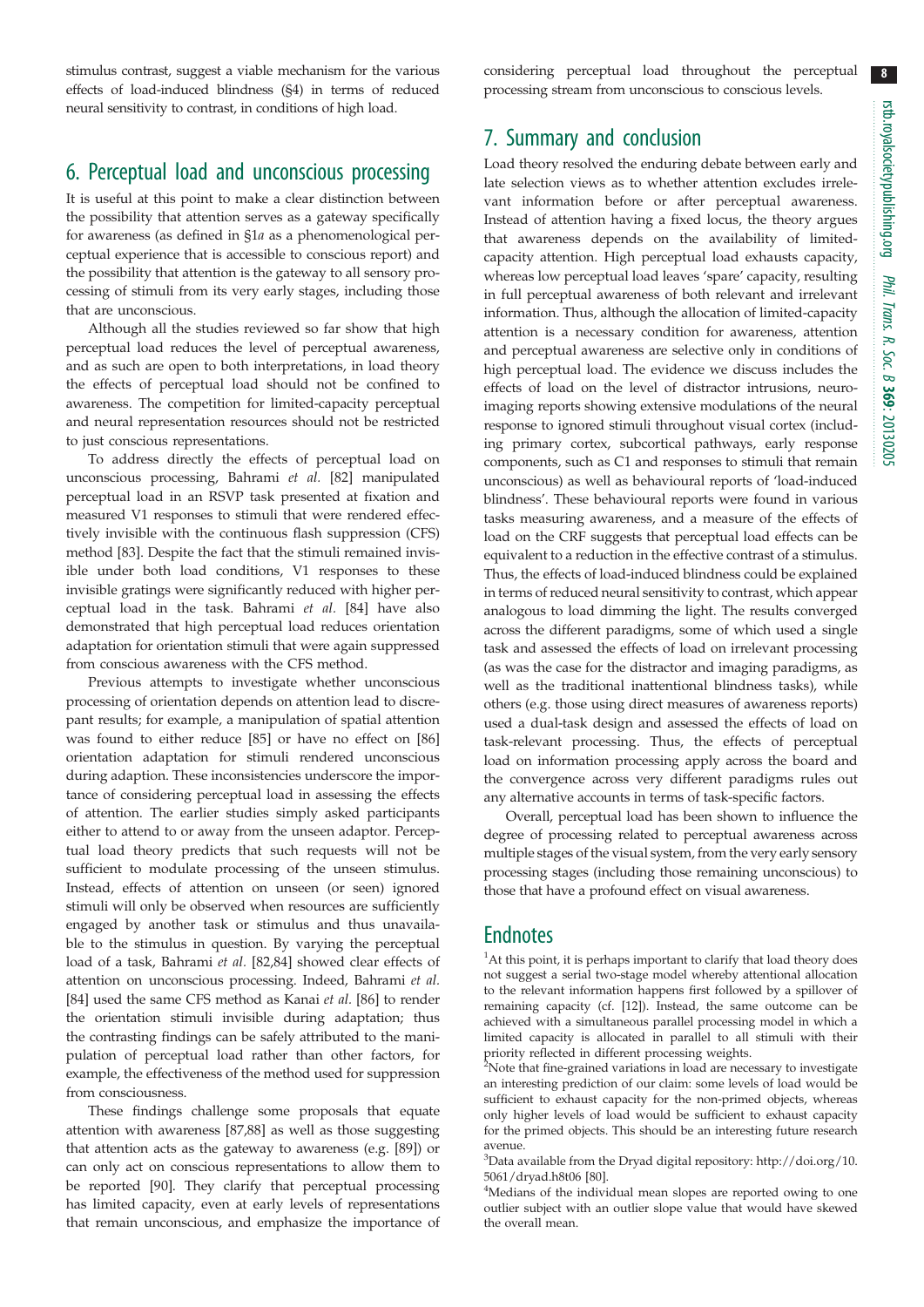stimulus contrast, suggest a viable mechanism for the various effects of load-induced blindness (§4) in terms of reduced neural sensitivity to contrast, in conditions of high load.

## 6. Perceptual load and unconscious processing

It is useful at this point to make a clear distinction between the possibility that attention serves as a gateway specifically for awareness (as defined in §1*a* as a phenomenological perceptual experience that is accessible to conscious report) and the possibility that attention is the gateway to all sensory processing of stimuli from its very early stages, including those that are unconscious.

Although all the studies reviewed so far show that high perceptual load reduces the level of perceptual awareness, and as such are open to both interpretations, in load theory the effects of perceptual load should not be confined to awareness. The competition for limited-capacity perceptual and neural representation resources should not be restricted to just conscious representations.

To address directly the effects of perceptual load on unconscious processing, Bahrami *et al.* [82] manipulated perceptual load in an RSVP task presented at fixation and measured V1 responses to stimuli that were rendered effectively invisible with the continuous flash suppression (CFS) method [83]. Despite the fact that the stimuli remained invisible under both load conditions, V1 responses to these invisible gratings were significantly reduced with higher perceptual load in the task. Bahrami *et al.* [84] have also demonstrated that high perceptual load reduces orientation adaptation for orientation stimuli that were again suppressed from conscious awareness with the CFS method.

Previous attempts to investigate whether unconscious processing of orientation depends on attention lead to discrepant results; for example, a manipulation of spatial attention was found to either reduce [85] or have no effect on [86] orientation adaptation for stimuli rendered unconscious during adaption. These inconsistencies underscore the importance of considering perceptual load in assessing the effects of attention. The earlier studies simply asked participants either to attend to or away from the unseen adaptor. Perceptual load theory predicts that such requests will not be sufficient to modulate processing of the unseen stimulus. Instead, effects of attention on unseen (or seen) ignored stimuli will only be observed when resources are sufficiently engaged by another task or stimulus and thus unavailable to the stimulus in question. By varying the perceptual load of a task, Bahrami *et al.* [82,84] showed clear effects of attention on unconscious processing. Indeed, Bahrami *et al.* [84] used the same CFS method as Kanai *et al.* [86] to render the orientation stimuli invisible during adaptation; thus the contrasting findings can be safely attributed to the manipulation of perceptual load rather than other factors, for example, the effectiveness of the method used for suppression from consciousness.

These findings challenge some proposals that equate attention with awareness [87,88] as well as those suggesting that attention acts as the gateway to awareness (e.g. [89]) or can only act on conscious representations to allow them to be reported [90]. They clarify that perceptual processing has limited capacity, even at early levels of representations that remain unconscious, and emphasize the importance of considering perceptual load throughout the perceptual processing stream from unconscious to conscious levels.

## 7. Summary and conclusion

Load theory resolved the enduring debate between early and late selection views as to whether attention excludes irrelevant information before or after perceptual awareness. Instead of attention having a fixed locus, the theory argues that awareness depends on the availability of limited-capacity attention. High perceptual load exhausts capacity, whereas low perceptual load leaves 'spare' capacity, resulting in full perceptual awareness of both relevant and irrelevant information. Thus, although the allocation of limited-capacity attention is a necessary condition for awareness, attention and perceptual awareness are selective only in conditions of high perceptual load. The evidence we discuss includes the effects of load on the level of distractor intrusions, neuroimaging reports showing extensive modulations of the neural response to ignored stimuli throughout visual cortex (including primary cortex, subcortical pathways, early response components, such as C1 and responses to stimuli that remain unconscious) as well as behavioural reports of 'load-induced blindness'. These behavioural reports were found in various tasks measuring awareness, and a measure of the effects of load on the CRF suggests that perceptual load effects can be equivalent to a reduction in the effective contrast of a stimulus. Thus, the effects of load-induced blindness could be explained in terms of reduced neural sensitivity to contrast, which appear analogous to load dimming the light. The results converged across the different paradigms, some of which used a single task and assessed the effects of load on irrelevant processing (as was the case for the distractor and imaging paradigms, as well as the traditional inattentional blindness tasks), while others (e.g. those using direct measures of awareness reports) used a dual-task design and assessed the effects of load on task-relevant processing. Thus, the effects of perceptual load on information processing apply across the board and the convergence across very different paradigms rules out any alternative accounts in terms of task-specific factors.

Overall, perceptual load has been shown to influence the degree of processing related to perceptual awareness across multiple stages of the visual system, from the very early sensory processing stages (including those remaining unconscious) to those that have a profound effect on visual awareness.

## Endnotes

[1]At this point, it is perhaps important to clarify that load theory does not suggest a serial two-stage model whereby attentional allocation to the relevant information happens first followed by a spillover of remaining capacity (cf. [12]). Instead, the same outcome can be achieved with a simultaneous parallel processing model in which a limited capacity is allocated in parallel to all stimuli with their priority reflected in different processing weights.

[2]Note that fine-grained variations in load are necessary to investigate an interesting prediction of our claim: some levels of load would be sufficient to exhaust capacity for the non-primed objects, whereas only higher levels of load would be sufficient to exhaust capacity for the primed objects. This should be an interesting future research avenue.

[3]Data available from the Dryad digital repository: http://doi.org/10.5061/dryad.h8t06 [80].

[4]Medians of the individual mean slopes are reported owing to one outlier subject with an outlier slope value that would have skewed the overall mean.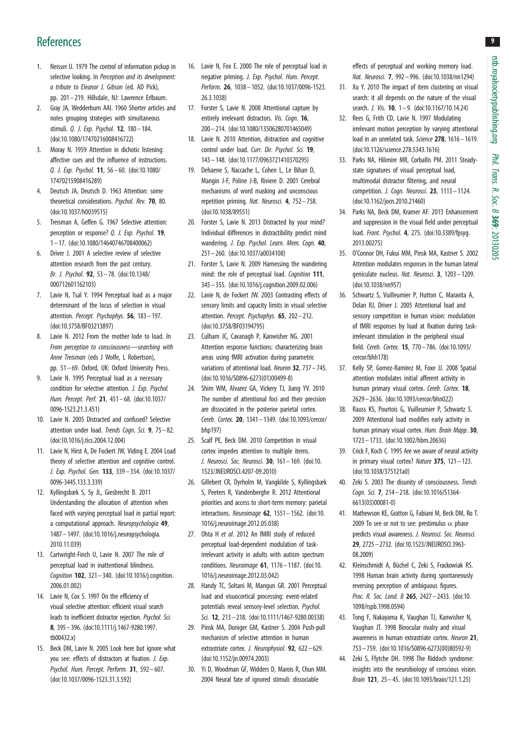## References

1. Neisser U. 1979 The control of information pickup in selective looking. In *Perception and its development: a tribute to Eleanor J. Gibson* (ed. AD Pick), pp. 201–219. Hillsdale, NJ: Lawrence Erlbaum.
2. Gray JA, Wedderburn AAI. 1960 Shorter articles and notes grouping strategies with simultaneous stimuli. *Q. J. Exp. Psychol.* **12**, 180–184. (doi:10.1080/17470216008416722)
3. Moray N. 1959 Attention in dichotic listening: affective cues and the influence of instructions. *Q. J. Exp. Psychol.* **11**, 56–60. (doi:10.1080/17470215908416289)
4. Deutsch JA, Deutsch D. 1963 Attention: some theoretical considerations. *Psychol. Rev.* **70**, 80. (doi:10.1037/h0039515)
5. Treisman A, Geffen G. 1967 Selective attention: perception or response? *Q. J. Exp. Psychol.* **19**, 1–17. (doi:10.1080/14640746708400062)
6. Driver J. 2001 A selective review of selective attention research from the past century. *Br. J. Psychol.* **92**, 53–78. (doi:10.1348/000712601162103)
7. Lavie N, Tsal Y. 1994 Perceptual load as a major determinant of the locus of selection in visual attention. *Percept. Psychophys.* **56**, 183–197. (doi:10.3758/BF03213897)
8. Lavie N. 2012 From the mother lode to load. In *From perception to consciousness—searching with Anne Treisman* (eds J Wolfe, L Robertson), pp. 51–69. Oxford, UK: Oxford University Press.
9. Lavie N. 1995 Perceptual load as a necessary condition for selective attention. *J. Exp. Psychol. Hum. Percept. Perf.* **21**, 451–68. (doi:10.1037/0096-1523.21.3.451)
10. Lavie N. 2005 Distracted and confused? Selective attention under load. *Trends Cogn. Sci.* **9**, 75–82. (doi:10.1016/j.tics.2004.12.004)
11. Lavie N, Hirst A, De Fockert JW, Viding E. 2004 Load theory of selective attention and cognitive control. *J. Exp. Psychol. Gen.* **133**, 339–354. (doi:10.1037/0096-3445.133.3.339)
12. Kyllingsbæk S, Sy JL, Giesbrecht B. 2011 Understanding the allocation of attention when faced with varying perceptual load in partial report: a computational approach. *Neuropsychologia* **49**, 1487–1497. (doi:10.1016/j.neuropsychologia.2010.11.039)
13. Cartwright-Finch U, Lavie N. 2007 The role of perceptual load in inattentional blindness. *Cognition* **102**, 321–340. (doi:10.1016/j.cognition.2006.01.002)
14. Lavie N, Cox S. 1997 On the efficiency of visual selective attention: efficient visual search leads to inefficient distractor rejection. *Psychol. Sci.* **8**, 395–396. (doi:10.1111/j.1467-9280.1997.tb00432.x)
15. Beck DM, Lavie N. 2005 Look here but ignore what you see: effects of distractors at fixation. *J. Exp. Psychol. Hum. Percept. Perform.* **31**, 592–607. (doi:10.1037/0096-1523.31.3.592)
16. Lavie N, Fox E. 2000 The role of perceptual load in negative priming. *J. Exp. Psychol. Hum. Percept. Perform.* **26**, 1038–1052. (doi:10.1037/0096-1523.26.3.1038)
17. Forster S, Lavie N. 2008 Attentional capture by entirely irrelevant distractors. *Vis. Cogn.* **16**, 200–214. (doi:10.1080/13506280701465049)
18. Lavie N. 2010 Attention, distraction and cognitive control under load. *Curr. Dir. Psychol. Sci.* **19**, 143–148. (doi:10.1177/0963721410370295)
19. Dehaene S, Naccache L, Cohen L, Le Bihan D, Mangin J-F, Poline J-B, Riviere D. 2001 Cerebral mechanisms of word masking and unconscious repetition priming. *Nat. Neurosci.* **4**, 752–758. (doi:10.1038/89551)
20. Forster S, Lavie N. 2013 Distracted by your mind? Individual differences in distractibility predict mind wandering. *J. Exp. Psychol. Learn. Mem. Cogn.* **40**, 251–260. (doi:10.1037/a0034108)
21. Forster S, Lavie N. 2009 Harnessing the wandering mind: the role of perceptual load. *Cognition* **111**, 345–355. (doi:10.1016/j.cognition.2009.02.006)
22. Lavie N, de Fockert JW. 2003 Contrasting effects of sensory limits and capacity limits in visual selective attention. *Percept. Psychophys.* **65**, 202–212. (doi:10.3758/BF03194795)
23. Culham JC, Cavanagh P, Kanwisher NG. 2001 Attention response functions: characterizing brain areas using fMRI activation during parametric variations of attentional load. *Neuron* **32**, 737–745. (doi:10.1016/S0896-6273(01)00499-8)
24. Shim WM, Alvarez GA, Vickery TJ, Jiang YV. 2010 The number of attentional foci and their precision are dissociated in the posterior parietal cortex. *Cereb. Cortex.* **20**, 1341–1349. (doi:10.1093/cercor/bhp197)
25. Scalf PE, Beck DM. 2010 Competition in visual cortex impedes attention to multiple items. *J. Neurosci. Soc. Neurosci.* **30**, 161–169. (doi:10.1523/JNEUROSCI.4207-09.2010)
26. Gillebert CR, Dyrholm M, Vangkilde S, Kyllingsbæk S, Peeters R, Vandenberghe R. 2012 Attentional priorities and access to short-term memory: parietal interactions. *Neuroimage* **62**, 1551–1562. (doi:10.1016/j.neuroimage.2012.05.038)
27. Ohta H *et al.* 2012 An fMRI study of reduced perceptual load-dependent modulation of task-irrelevant activity in adults with autism spectrum conditions. *Neuroimage* **61**, 1176–1187. (doi:10.1016/j.neuroimage.2012.03.042)
28. Handy TC, Soltani M, Mangun GR. 2001 Perceptual load and visuocortical processing: event-related potentials reveal sensory-level selection. *Psychol. Sci.* **12**, 213–218. (doi:10.1111/1467-9280.00338)
29. Pinsk MA, Doniger GM, Kastner S. 2004 Push-pull mechanism of selective attention in human extrastriate cortex. *J. Neurophysiol.* **92**, 622–629. (doi:10.1152/jn.00974.2003)
30. Yi D, Woodman GF, Widders D, Marois R, Chun MM. 2004 Neural fate of ignored stimuli: dissociable effects of perceptual and working memory load. *Nat. Neurosci.* **7**, 992–996. (doi:10.1038/nn1294)
31. Xu Y. 2010 The impact of item clustering on visual search: it all depends on the nature of the visual search. *J. Vis.* **10**, 1–9. (doi:10.1167/10.14.24)
32. Rees G, Frith CD, Lavie N. 1997 Modulating irrelevant motion perception by varying attentional load in an unrelated task. *Science* **278**, 1616–1619. (doi:10.1126/science.278.5343.1616)
33. Parks NA, Hilimire MR, Corballis PM. 2011 Steady-state signatures of visual perceptual load, multimodal distractor filtering, and neural competition. *J. Cogn. Neurosci.* **23**, 1113–1124. (doi:10.1162/jocn.2010.21460)
34. Parks NA, Beck DM, Kramer AF. 2013 Enhancement and suppression in the visual field under perceptual load. *Front. Psychol.* **4**, 275. (doi:10.3389/fpsyg.2013.00275)
35. O'Connor DH, Fukui MM, Pinsk MA, Kastner S. 2002 Attention modulates responses in the human lateral geniculate nucleus. *Nat. Neurosci.* **3**, 1203–1209. (doi:10.1038/nn957)
36. Schwartz S, Vuilleumier P, Hutton C, Maravita A, Dolan RJ, Driver J. 2005 Attentional load and sensory competition in human vision: modulation of fMRI responses by load at fixation during task-irrelevant stimulation in the peripheral visual field. *Cereb. Cortex.* **15**, 770–786. (doi:10.1093/cercor/bhh178)
37. Kelly SP, Gomez-Ramirez M, Foxe JJ. 2008 Spatial attention modulates initial afferent activity in human primary visual cortex. *Cereb. Cortex.* **18**, 2629–2636. (doi:10.1093/cercor/bhn022)
38. Rauss KS, Pourtois G, Vuilleumier P, Schwartz S. 2009 Attentional load modifies early activity in human primary visual cortex. *Hum. Brain Mapp.* **30**, 1723–1733. (doi:10.1002/hbm.20636)
39. Crick F, Koch C. 1995 Are we aware of neural activity in primary visual cortex? *Nature* **375**, 121–123. (doi:10.1038/375121a0)
40. Zeki S. 2003 The disunity of consciousness. *Trends Cogn. Sci.* **7**, 214–218. (doi:10.1016/S1364-6613(03)00081-0)
41. Mathewson KE, Gratton G, Fabiani M, Beck DM, Ro T. 2009 To see or not to see: prestimulus $\alpha$ phase predicts visual awareness. *J. Neurosci. Soc. Neurosci.* **29**, 2725–2732. (doi:10.1523/JNEUROSCI.3963-08.2009)
42. Kleinschmidt A, Büchel C, Zeki S, Frackowiak RS. 1998 Human brain activity during spontaneously reversing perception of ambiguous figures. *Proc. R. Soc. Lond. B* **265**, 2427–2433. (doi:10.1098/rspb.1998.0594)
43. Tong F, Nakayama K, Vaughan TJ, Kanwisher N, Vaughan JT. 1998 Binocular rivalry and visual awareness in human extrastriate cortex. *Neuron* **21**, 753–759. (doi:10.1016/S0896-6273(00)80592-9)
44. Zeki S, Ffytche DH. 1998 The Riddoch syndrome: insights into the neurobiology of conscious vision. *Brain* **121**, 25–45. (doi:10.1093/brain/121.1.25)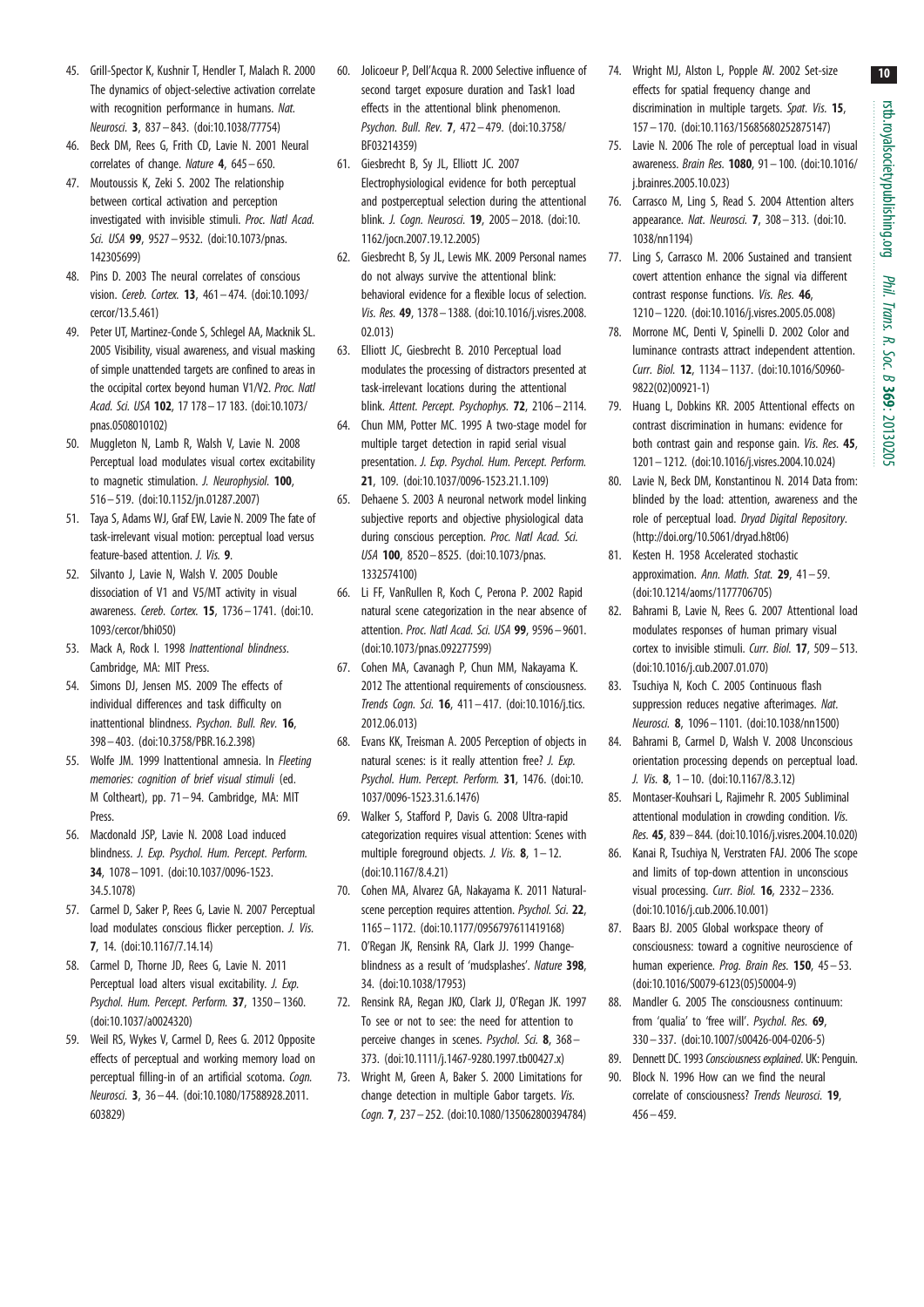45. Grill-Spector K, Kushnir T, Hendler T, Malach R. 2000 The dynamics of object-selective activation correlate with recognition performance in humans. *Nat. Neurosci*. **3**, 837–843. (doi:10.1038/77754)
46. Beck DM, Rees G, Frith CD, Lavie N. 2001 Neural correlates of change. *Nature* **4**, 645–650.
47. Moutoussis K, Zeki S. 2002 The relationship between cortical activation and perception investigated with invisible stimuli. *Proc. Natl Acad. Sci. USA* **99**, 9527–9532. (doi:10.1073/pnas.142305699)
48. Pins D. 2003 The neural correlates of conscious vision. *Cereb. Cortex*. **13**, 461–474. (doi:10.1093/cercor/13.5.461)
49. Peter UT, Martinez-Conde S, Schlegel AA, Macknik SL. 2005 Visibility, visual awareness, and visual masking of simple unattended targets are confined to areas in the occipital cortex beyond human V1/V2. *Proc. Natl Acad. Sci. USA* **102**, 17 178–17 183. (doi:10.1073/pnas.0508010102)
50. Muggleton N, Lamb R, Walsh V, Lavie N. 2008 Perceptual load modulates visual cortex excitability to magnetic stimulation. *J. Neurophysiol*. **100**, 516–519. (doi:10.1152/jn.01287.2007)
51. Taya S, Adams WJ, Graf EW, Lavie N. 2009 The fate of task-irrelevant visual motion: perceptual load versus feature-based attention. *J. Vis*. **9**.
52. Silvanto J, Lavie N, Walsh V. 2005 Double dissociation of V1 and V5/MT activity in visual awareness. *Cereb. Cortex*. **15**, 1736–1741. (doi:10.1093/cercor/bhi050)
53. Mack A, Rock I. 1998 *Inattentional blindness*. Cambridge, MA: MIT Press.
54. Simons DJ, Jensen MS. 2009 The effects of individual differences and task difficulty on inattentional blindness. *Psychon. Bull. Rev*. **16**, 398–403. (doi:10.3758/PBR.16.2.398)
55. Wolfe JM. 1999 Inattentional amnesia. In *Fleeting memories: cognition of brief visual stimuli* (ed. M Coltheart), pp. 71–94. Cambridge, MA: MIT Press.
56. Macdonald JSP, Lavie N. 2008 Load induced blindness. *J. Exp. Psychol. Hum. Percept. Perform*. **34**, 1078–1091. (doi:10.1037/0096-1523.34.5.1078)
57. Carmel D, Saker P, Rees G, Lavie N. 2007 Perceptual load modulates conscious flicker perception. *J. Vis*. **7**, 14. (doi:10.1167/7.14.14)
58. Carmel D, Thorne JD, Rees G, Lavie N. 2011 Perceptual load alters visual excitability. *J. Exp. Psychol. Hum. Percept. Perform*. **37**, 1350–1360. (doi:10.1037/a0024320)
59. Weil RS, Wykes V, Carmel D, Rees G. 2012 Opposite effects of perceptual and working memory load on perceptual filling-in of an artificial scotoma. *Cogn. Neurosci*. **3**, 36–44. (doi:10.1080/17588928.2011.603829)
60. Jolicoeur P, Dell'Acqua R. 2000 Selective influence of second target exposure duration and Task1 load effects in the attentional blink phenomenon. *Psychon. Bull. Rev*. **7**, 472–479. (doi:10.3758/BF03214359)
61. Giesbrecht B, Sy JL, Elliott JC. 2007 Electrophysiological evidence for both perceptual and postperceptual selection during the attentional blink. *J. Cogn. Neurosci*. **19**, 2005–2018. (doi:10.1162/jocn.2007.19.12.2005)
62. Giesbrecht B, Sy JL, Lewis MK. 2009 Personal names do not always survive the attentional blink: behavioral evidence for a flexible locus of selection. *Vis. Res*. **49**, 1378–1388. (doi:10.1016/j.visres.2008.02.013)
63. Elliott JC, Giesbrecht B. 2010 Perceptual load modulates the processing of distractors presented at task-irrelevant locations during the attentional blink. *Attent. Percept. Psychophys*. **72**, 2106–2114.
64. Chun MM, Potter MC. 1995 A two-stage model for multiple target detection in rapid serial visual presentation. *J. Exp. Psychol. Hum. Percept. Perform*. **21**, 109. (doi:10.1037/0096-1523.21.1.109)
65. Dehaene S. 2003 A neuronal network model linking subjective reports and objective physiological data during conscious perception. *Proc. Natl Acad. Sci. USA* **100**, 8520–8525. (doi:10.1073/pnas.1332574100)
66. Li FF, VanRullen R, Koch C, Perona P. 2002 Rapid natural scene categorization in the near absence of attention. *Proc. Natl Acad. Sci. USA* **99**, 9596–9601. (doi:10.1073/pnas.092277599)
67. Cohen MA, Cavanagh P, Chun MM, Nakayama K. 2012 The attentional requirements of consciousness. *Trends Cogn. Sci*. **16**, 411–417. (doi:10.1016/j.tics.2012.06.013)
68. Evans KK, Treisman A. 2005 Perception of objects in natural scenes: is it really attention free? *J. Exp. Psychol. Hum. Percept. Perform*. **31**, 1476. (doi:10.1037/0096-1523.31.6.1476)
69. Walker S, Stafford P, Davis G. 2008 Ultra-rapid categorization requires visual attention: Scenes with multiple foreground objects. *J. Vis*. **8**, 1–12. (doi:10.1167/8.4.21)
70. Cohen MA, Alvarez GA, Nakayama K. 2011 Natural-scene perception requires attention. *Psychol. Sci*. **22**, 1165–1172. (doi:10.1177/0956797611419168)
71. O'Regan JK, Rensink RA, Clark JJ. 1999 Change-blindness as a result of 'mudsplashes'. *Nature* **398**, 34. (doi:10.1038/17953)
72. Rensink RA, Regan JKO, Clark JJ, O'Regan JK. 1997 To see or not to see: the need for attention to perceive changes in scenes. *Psychol. Sci*. **8**, 368–373. (doi:10.1111/j.1467-9280.1997.tb00427.x)
73. Wright M, Green A, Baker S. 2000 Limitations for change detection in multiple Gabor targets. *Vis. Cogn*. **7**, 237–252. (doi:10.1080/135062800394784)
74. Wright MJ, Alston L, Popple AV. 2002 Set-size effects for spatial frequency change and discrimination in multiple targets. *Spat. Vis*. **15**, 157–170. (doi:10.1163/15685680252875147)
75. Lavie N. 2006 The role of perceptual load in visual awareness. *Brain Res*. **1080**, 91–100. (doi:10.1016/j.brainres.2005.10.023)
76. Carrasco M, Ling S, Read S. 2004 Attention alters appearance. *Nat. Neurosci*. **7**, 308–313. (doi:10.1038/nn1194)
77. Ling S, Carrasco M. 2006 Sustained and transient covert attention enhance the signal via different contrast response functions. *Vis. Res*. **46**, 1210–1220. (doi:10.1016/j.visres.2005.05.008)
78. Morrone MC, Denti V, Spinelli D. 2002 Color and luminance contrasts attract independent attention. *Curr. Biol*. **12**, 1134–1137. (doi:10.1016/S0960-9822(02)00921-1)
79. Huang L, Dobkins KR. 2005 Attentional effects on contrast discrimination in humans: evidence for both contrast gain and response gain. *Vis. Res*. **45**, 1201–1212. (doi:10.1016/j.visres.2004.10.024)
80. Lavie N, Beck DM, Konstantinou N. 2014 Data from: blinded by the load: attention, awareness and the role of perceptual load. *Dryad Digital Repository*. (http://doi.org/10.5061/dryad.h8t06)
81. Kesten H. 1958 Accelerated stochastic approximation. *Ann. Math. Stat*. **29**, 41–59. (doi:10.1214/aoms/1177706705)
82. Bahrami B, Lavie N, Rees G. 2007 Attentional load modulates responses of human primary visual cortex to invisible stimuli. *Curr. Biol*. **17**, 509–513. (doi:10.1016/j.cub.2007.01.070)
83. Tsuchiya N, Koch C. 2005 Continuous flash suppression reduces negative afterimages. *Nat. Neurosci*. **8**, 1096–1101. (doi:10.1038/nn1500)
84. Bahrami B, Carmel D, Walsh V. 2008 Unconscious orientation processing depends on perceptual load. *J. Vis*. **8**, 1–10. (doi:10.1167/8.3.12)
85. Montaser-Kouhsari L, Rajimehr R. 2005 Subliminal attentional modulation in crowding condition. *Vis. Res*. **45**, 839–844. (doi:10.1016/j.visres.2004.10.020)
86. Kanai R, Tsuchiya N, Verstraten FAJ. 2006 The scope and limits of top-down attention in unconscious visual processing. *Curr. Biol*. **16**, 2332–2336. (doi:10.1016/j.cub.2006.10.001)
87. Baars BJ. 2005 Global workspace theory of consciousness: toward a cognitive neuroscience of human experience. *Prog. Brain Res*. **150**, 45–53. (doi:10.1016/S0079-6123(05)50004-9)
88. Mandler G. 2005 The consciousness continuum: from 'qualia' to 'free will'. *Psychol. Res*. **69**, 330–337. (doi:10.1007/s00426-004-0206-5)
89. Dennett DC. 1993 *Consciousness explained*. UK: Penguin.
90. Block N. 1996 How can we find the neural correlate of consciousness? *Trends Neurosci*. **19**, 456–459.